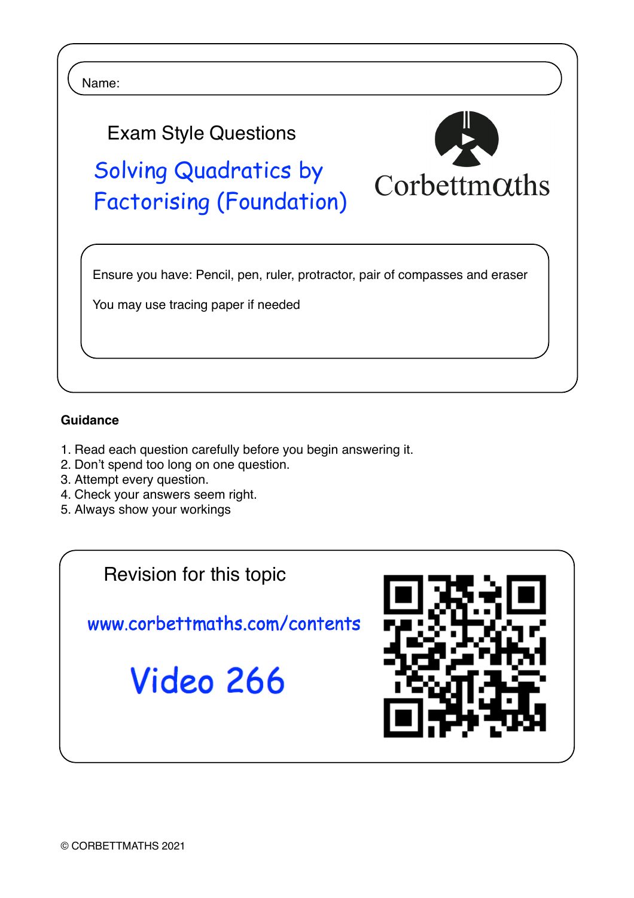Name:

Exam Style Questions

# Solving Quadratics by Factorising (Foundation)

Corbettmaths

Ensure you have: Pencil, pen, ruler, protractor, pair of compasses and eraser

You may use tracing paper if needed

**Guidance**

1. Read each question carefully before you begin answering it.
2. Don't spend too long on one question.
3. Attempt every question.
4. Check your answers seem right.
5. Always show your workings

Revision for this topic

www.corbettmaths.com/contents

Video 266

© CORBETTMATHS 2021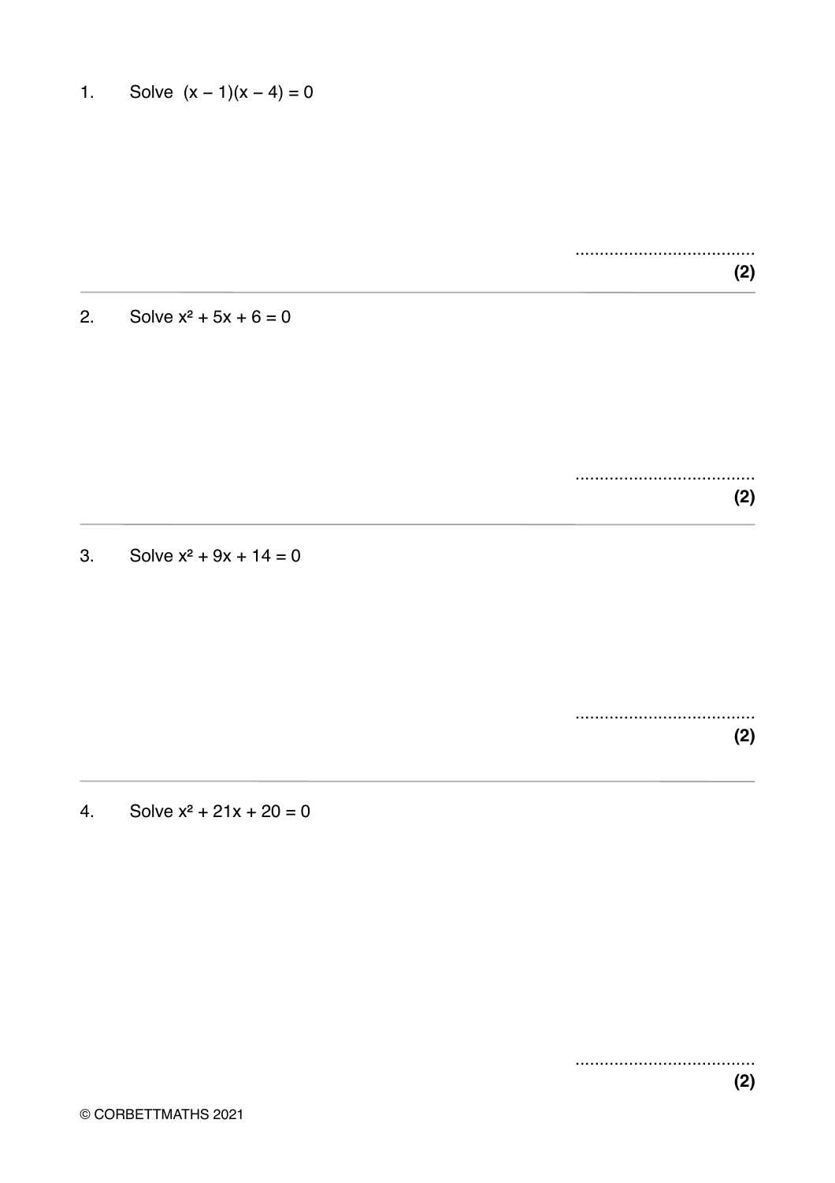1. Solve $(x - 1)(x - 4) = 0$

..................................... **(2)**

---

2. Solve $x^2 + 5x + 6 = 0$

..................................... **(2)**

---

3. Solve $x^2 + 9x + 14 = 0$

..................................... **(2)**

---

4. Solve $x^2 + 21x + 20 = 0$

..................................... **(2)**

© CORBETTMATHS 2021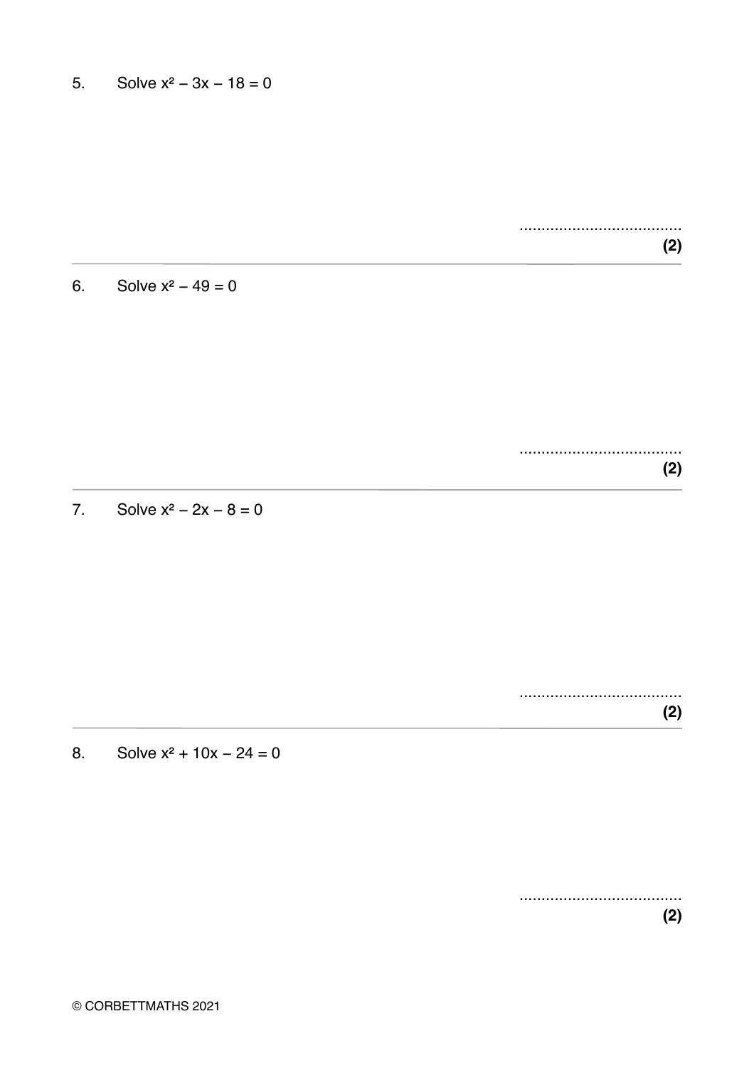5. Solve $x^2 - 3x - 18 = 0$

.....................................

**(2)**

---

6. Solve $x^2 - 49 = 0$

.....................................

**(2)**

---

7. Solve $x^2 - 2x - 8 = 0$

.....................................

**(2)**

---

8. Solve $x^2 + 10x - 24 = 0$

.....................................

**(2)**

© CORBETTMATHS 2021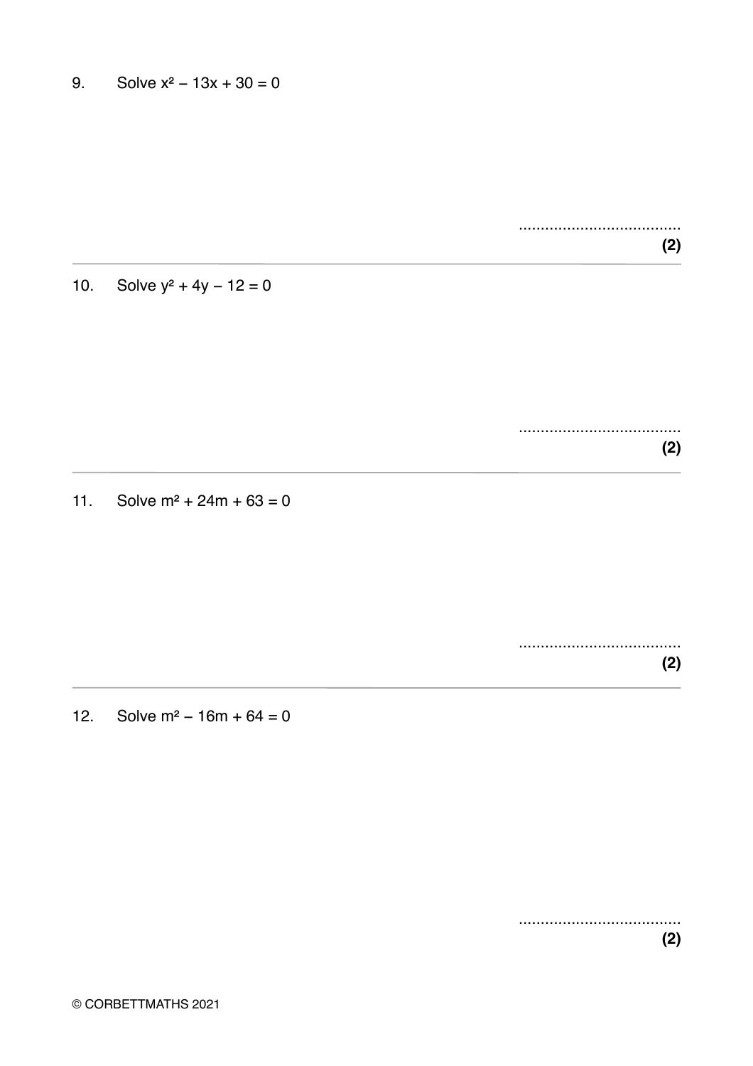9. Solve $x^2 - 13x + 30 = 0$

.....................................

**(2)**

---

10. Solve $y^2 + 4y - 12 = 0$

.....................................

**(2)**

---

11. Solve $m^2 + 24m + 63 = 0$

.....................................

**(2)**

---

12. Solve $m^2 - 16m + 64 = 0$

.....................................

**(2)**

© CORBETTMATHS 2021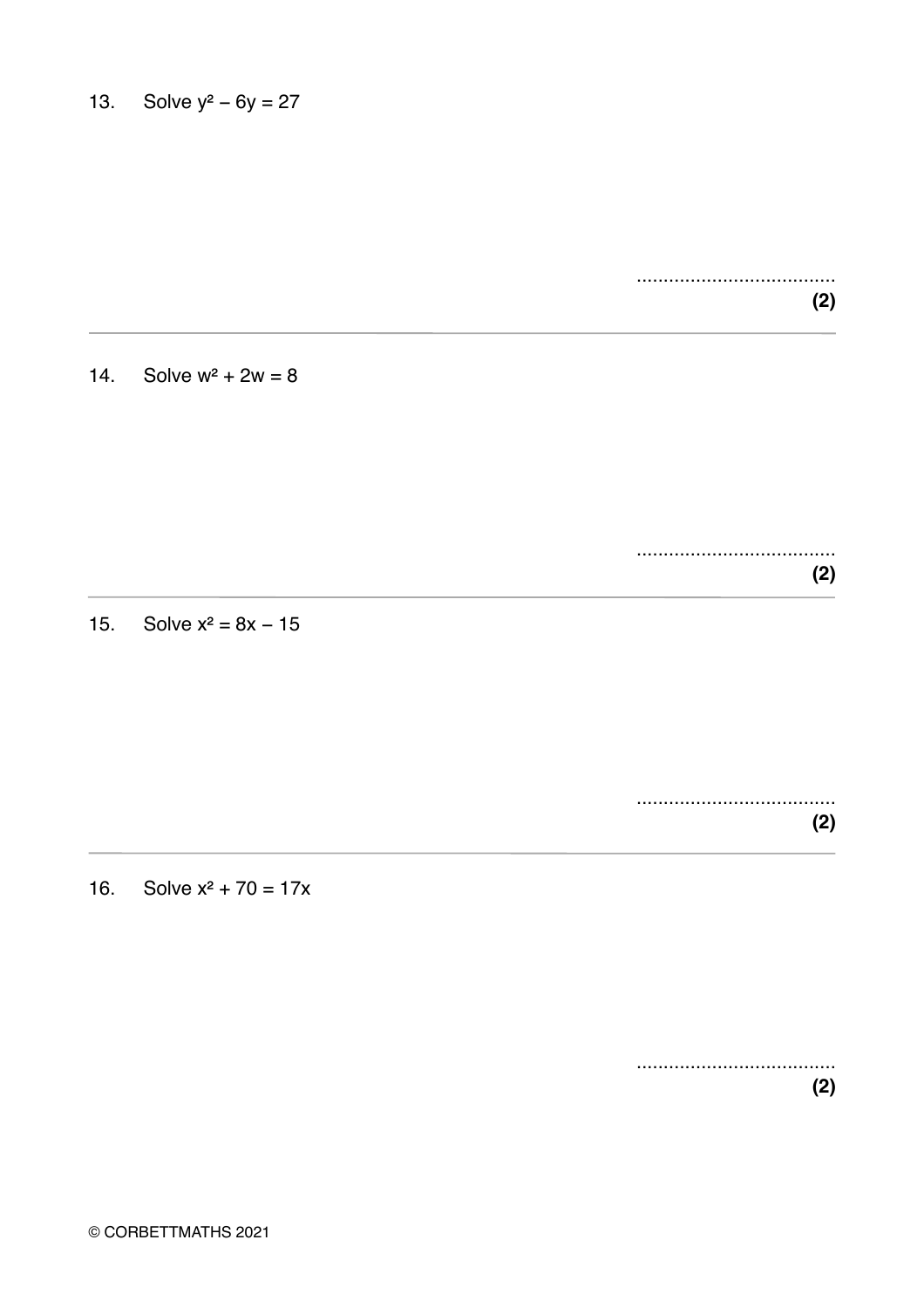13. Solve $y^2 - 6y = 27$

..................................... **(2)**

---

14. Solve $w^2 + 2w = 8$

..................................... **(2)**

---

15. Solve $x^2 = 8x - 15$

..................................... **(2)**

---

16. Solve $x^2 + 70 = 17x$

..................................... **(2)**

© CORBETTMATHS 2021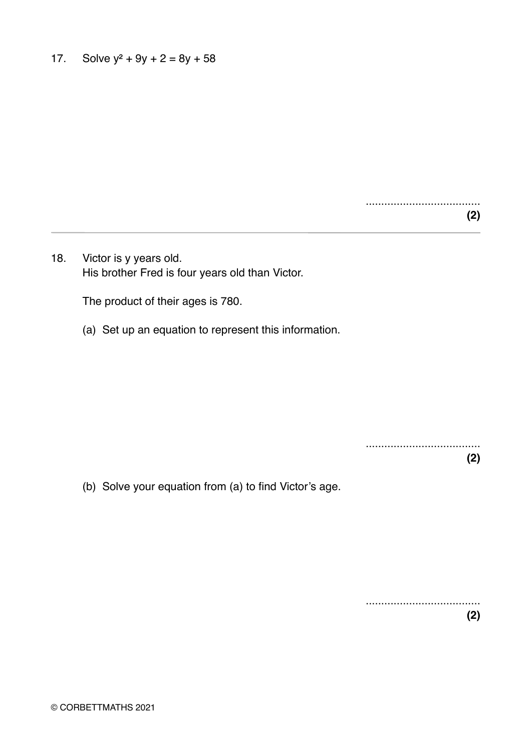17. Solve $y^2 + 9y + 2 = 8y + 58$

..................................... **(2)**

---

18. Victor is y years old.
His brother Fred is four years old than Victor.

The product of their ages is 780.

(a) Set up an equation to represent this information.

..................................... **(2)**

(b) Solve your equation from (a) to find Victor's age.

..................................... **(2)**

© CORBETTMATHS 2021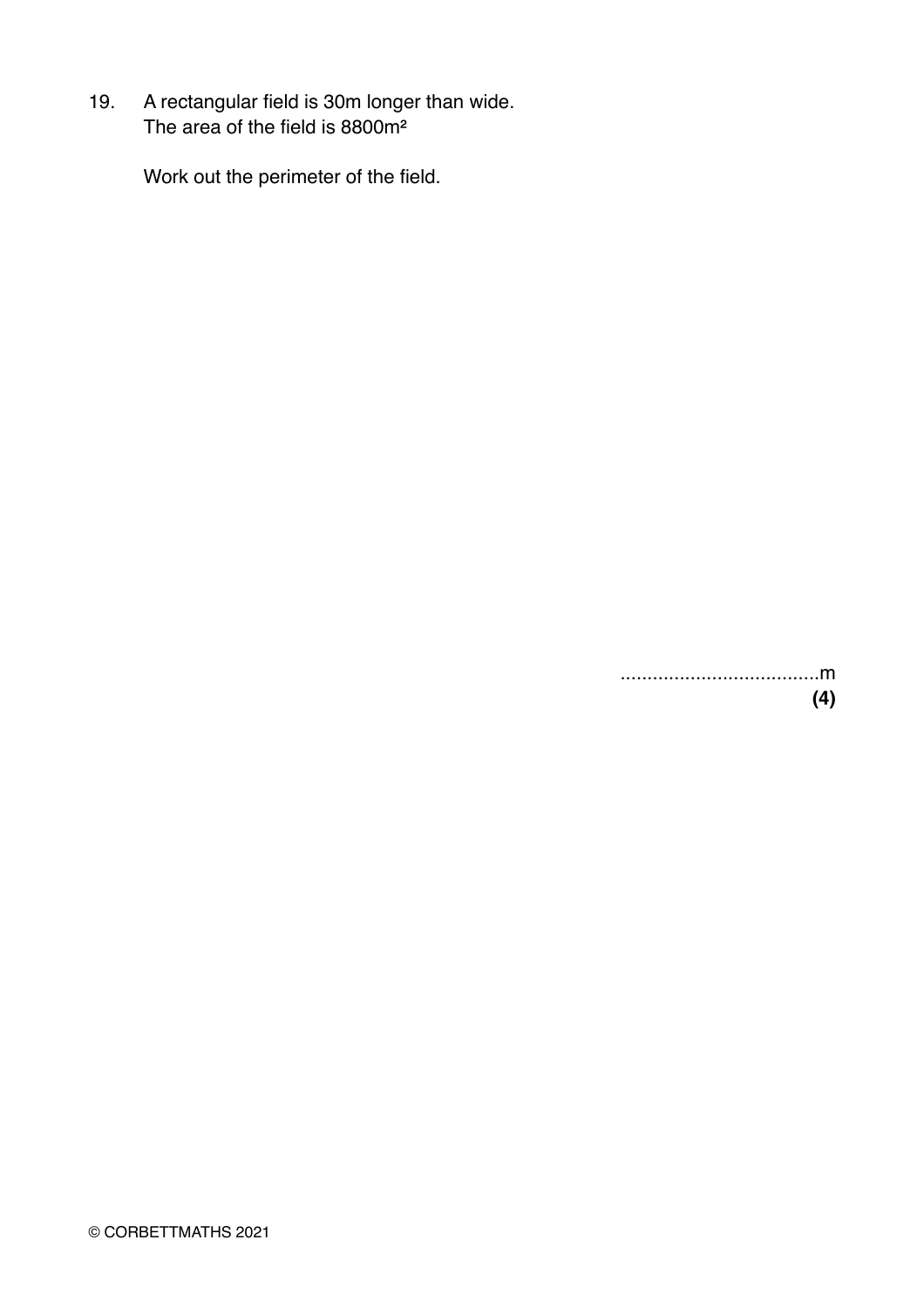19. A rectangular field is 30m longer than wide.
    The area of the field is $8800m^2$

    Work out the perimeter of the field.

......................................m
**(4)**

© CORBETTMATHS 2021